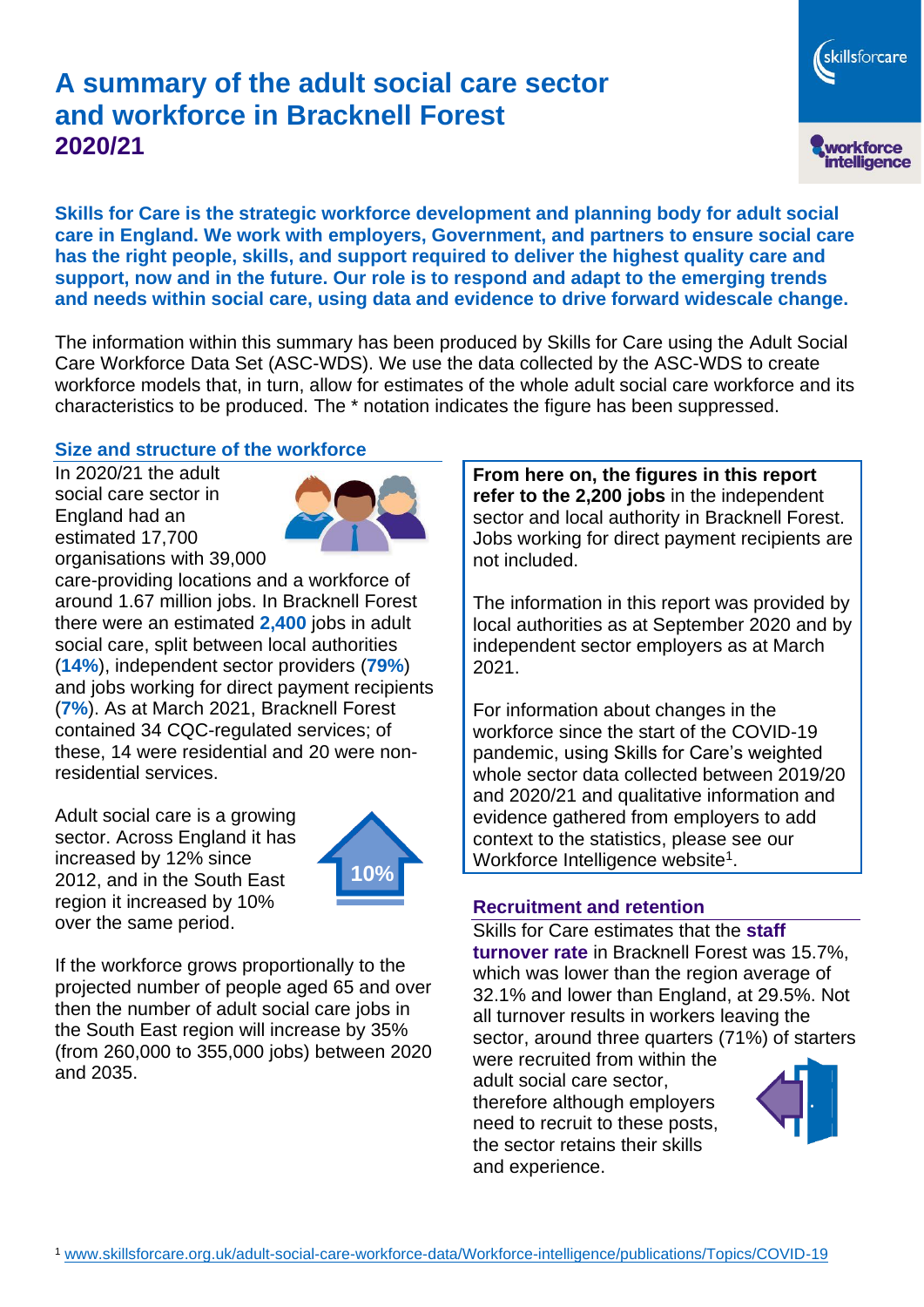# A summary of the adult social care sector and workforce in Bracknell Forest 2020/21

**Skills for Care is the strategic workforce development and planning body for adult social care in England. We work with employers, Government, and partners to ensure social care has the right people, skills, and support required to deliver the highest quality care and support, now and in the future. Our role is to respond and adapt to the emerging trends and needs within social care, using data and evidence to drive forward widescale change.**

The information within this summary has been produced by Skills for Care using the Adult Social Care Workforce Data Set (ASC-WDS). We use the data collected by the ASC-WDS to create workforce models that, in turn, allow for estimates of the whole adult social care workforce and its characteristics to be produced. The * notation indicates the figure has been suppressed.

## Size and structure of the workforce

In 2020/21 the adult social care sector in England had an estimated 17,700 organisations with 39,000 care-providing locations and a workforce of around 1.67 million jobs. In Bracknell Forest there were an estimated **2,400** jobs in adult social care, split between local authorities (**14%**), independent sector providers (**79%**) and jobs working for direct payment recipients (**7%**). As at March 2021, Bracknell Forest contained 34 CQC-regulated services; of these, 14 were residential and 20 were non-residential services.

Adult social care is a growing sector. Across England it has increased by 12% since 2012, and in the South East region it increased by 10% over the same period.

10%

If the workforce grows proportionally to the projected number of people aged 65 and over then the number of adult social care jobs in the South East region will increase by 35% (from 260,000 to 355,000 jobs) between 2020 and 2035.

**From here on, the figures in this report refer to the 2,200 jobs** in the independent sector and local authority in Bracknell Forest. Jobs working for direct payment recipients are not included.

The information in this report was provided by local authorities as at September 2020 and by independent sector employers as at March 2021.

For information about changes in the workforce since the start of the COVID-19 pandemic, using Skills for Care's weighted whole sector data collected between 2019/20 and 2020/21 and qualitative information and evidence gathered from employers to add context to the statistics, please see our Workforce Intelligence website[1].

## Recruitment and retention

Skills for Care estimates that the **staff turnover rate** in Bracknell Forest was 15.7%, which was lower than the region average of 32.1% and lower than England, at 29.5%. Not all turnover results in workers leaving the sector, around three quarters (71%) of starters were recruited from within the adult social care sector, therefore although employers need to recruit to these posts, the sector retains their skills and experience.

[1] www.skillsforcare.org.uk/adult-social-care-workforce-data/Workforce-intelligence/publications/Topics/COVID-19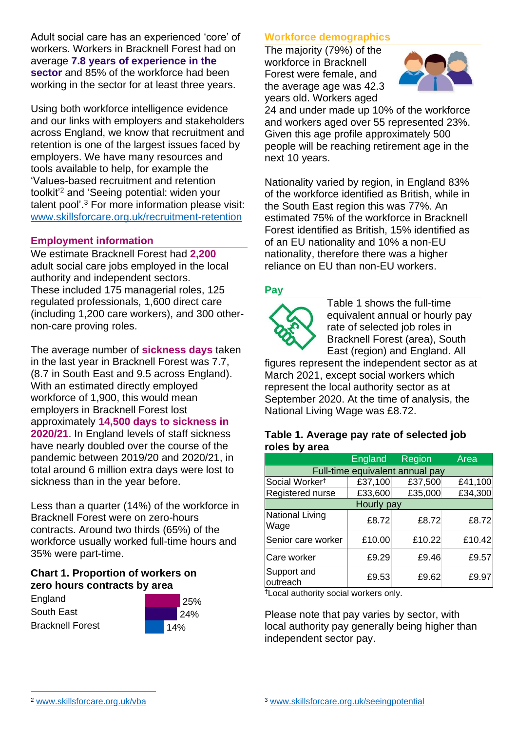Adult social care has an experienced 'core' of workers. Workers in Bracknell Forest had on average **7.8 years of experience in the sector** and 85% of the workforce had been working in the sector for at least three years.

Using both workforce intelligence evidence and our links with employers and stakeholders across England, we know that recruitment and retention is one of the largest issues faced by employers. We have many resources and tools available to help, for example the 'Values-based recruitment and retention toolkit'[2] and 'Seeing potential: widen your talent pool'.[3] For more information please visit: www.skillsforcare.org.uk/recruitment-retention

## Employment information

We estimate Bracknell Forest had **2,200** adult social care jobs employed in the local authority and independent sectors. These included 175 managerial roles, 125 regulated professionals, 1,600 direct care (including 1,200 care workers), and 300 other-non-care proving roles.

The average number of **sickness days** taken in the last year in Bracknell Forest was 7.7, (8.7 in South East and 9.5 across England). With an estimated directly employed workforce of 1,900, this would mean employers in Bracknell Forest lost approximately **14,500 days to sickness in 2020/21**. In England levels of staff sickness have nearly doubled over the course of the pandemic between 2019/20 and 2020/21, in total around 6 million extra days were lost to sickness than in the year before.

Less than a quarter (14%) of the workforce in Bracknell Forest were on zero-hours contracts. Around two thirds (65%) of the workforce usually worked full-time hours and 35% were part-time.

### Chart 1. Proportion of workers on zero hours contracts by area

England 25%
South East 24%
Bracknell Forest 14%

## Workforce demographics

The majority (79%) of the workforce in Bracknell Forest were female, and the average age was 42.3 years old. Workers aged 24 and under made up 10% of the workforce and workers aged over 55 represented 23%. Given this age profile approximately 500 people will be reaching retirement age in the next 10 years.

Nationality varied by region, in England 83% of the workforce identified as British, while in the South East region this was 77%. An estimated 75% of the workforce in Bracknell Forest identified as British, 15% identified as of an EU nationality and 10% a non-EU nationality, therefore there was a higher reliance on EU than non-EU workers.

## Pay

Table 1 shows the full-time equivalent annual or hourly pay rate of selected job roles in Bracknell Forest (area), South East (region) and England. All figures represent the independent sector as at March 2021, except social workers which represent the local authority sector as at September 2020. At the time of analysis, the National Living Wage was £8.72.

### Table 1. Average pay rate of selected job roles by area

| | England | Region | Area |
|---|---|---|---|
| Full-time equivalent annual pay | | | |
| Social Worker† | £37,100 | £37,500 | £41,100 |
| Registered nurse | £33,600 | £35,000 | £34,300 |
| Hourly pay | | | |
| National Living Wage | £8.72 | £8.72 | £8.72 |
| Senior care worker | £10.00 | £10.22 | £10.42 |
| Care worker | £9.29 | £9.46 | £9.57 |
| Support and outreach | £9.53 | £9.62 | £9.97 |

†Local authority social workers only.

Please note that pay varies by sector, with local authority pay generally being higher than independent sector pay.

[2] www.skillsforcare.org.uk/vba

[3] www.skillsforcare.org.uk/seeingpotential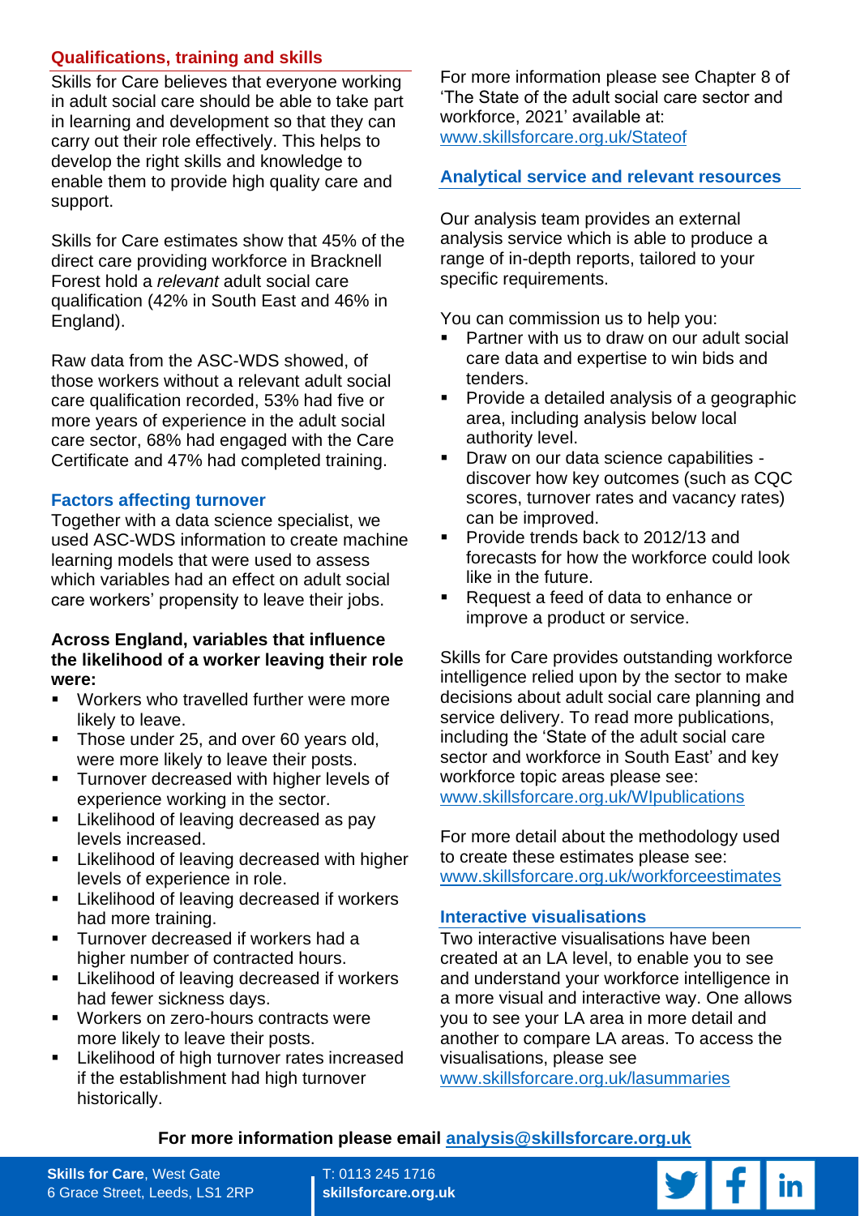## Qualifications, training and skills

Skills for Care believes that everyone working in adult social care should be able to take part in learning and development so that they can carry out their role effectively. This helps to develop the right skills and knowledge to enable them to provide high quality care and support.

Skills for Care estimates show that 45% of the direct care providing workforce in Bracknell Forest hold a *relevant* adult social care qualification (42% in South East and 46% in England).

Raw data from the ASC-WDS showed, of those workers without a relevant adult social care qualification recorded, 53% had five or more years of experience in the adult social care sector, 68% had engaged with the Care Certificate and 47% had completed training.

## Factors affecting turnover

Together with a data science specialist, we used ASC-WDS information to create machine learning models that were used to assess which variables had an effect on adult social care workers' propensity to leave their jobs.

**Across England, variables that influence the likelihood of a worker leaving their role were:**

- Workers who travelled further were more likely to leave.
- Those under 25, and over 60 years old, were more likely to leave their posts.
- Turnover decreased with higher levels of experience working in the sector.
- Likelihood of leaving decreased as pay levels increased.
- Likelihood of leaving decreased with higher levels of experience in role.
- Likelihood of leaving decreased if workers had more training.
- Turnover decreased if workers had a higher number of contracted hours.
- Likelihood of leaving decreased if workers had fewer sickness days.
- Workers on zero-hours contracts were more likely to leave their posts.
- Likelihood of high turnover rates increased if the establishment had high turnover historically.

For more information please see Chapter 8 of 'The State of the adult social care sector and workforce, 2021' available at: www.skillsforcare.org.uk/Stateof

## Analytical service and relevant resources

Our analysis team provides an external analysis service which is able to produce a range of in-depth reports, tailored to your specific requirements.

You can commission us to help you:

- Partner with us to draw on our adult social care data and expertise to win bids and tenders.
- Provide a detailed analysis of a geographic area, including analysis below local authority level.
- Draw on our data science capabilities - discover how key outcomes (such as CQC scores, turnover rates and vacancy rates) can be improved.
- Provide trends back to 2012/13 and forecasts for how the workforce could look like in the future.
- Request a feed of data to enhance or improve a product or service.

Skills for Care provides outstanding workforce intelligence relied upon by the sector to make decisions about adult social care planning and service delivery. To read more publications, including the 'State of the adult social care sector and workforce in South East' and key workforce topic areas please see: www.skillsforcare.org.uk/WIpublications

For more detail about the methodology used to create these estimates please see: www.skillsforcare.org.uk/workforceestimates

## Interactive visualisations

Two interactive visualisations have been created at an LA level, to enable you to see and understand your workforce intelligence in a more visual and interactive way. One allows you to see your LA area in more detail and another to compare LA areas. To access the visualisations, please see www.skillsforcare.org.uk/lasummaries

**For more information please email analysis@skillsforcare.org.uk**

**Skills for Care**, West Gate
6 Grace Street, Leeds, LS1 2RP

T: 0113 245 1716
**skillsforcare.org.uk**